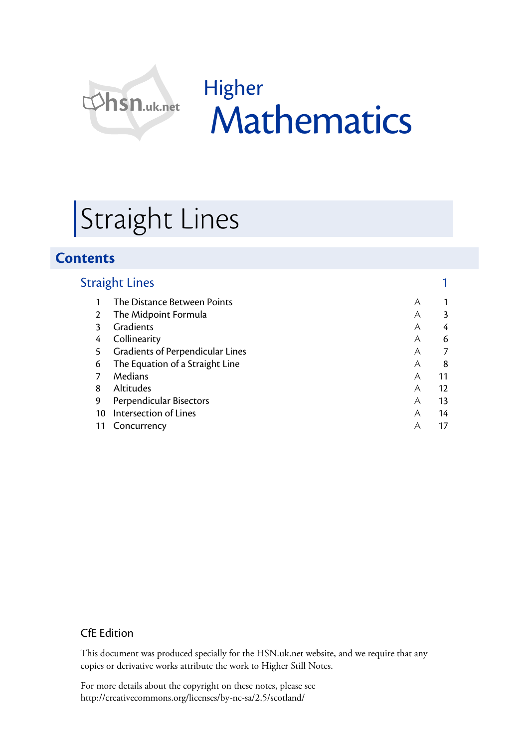hsn.uk.net

# Higher Mathematics

# Straight Lines

## Contents

| | Straight Lines | | 1 |
|---|---|---|---|
| 1 | The Distance Between Points | A | 1 |
| 2 | The Midpoint Formula | A | 3 |
| 3 | Gradients | A | 4 |
| 4 | Collinearity | A | 6 |
| 5 | Gradients of Perpendicular Lines | A | 7 |
| 6 | The Equation of a Straight Line | A | 8 |
| 7 | Medians | A | 11 |
| 8 | Altitudes | A | 12 |
| 9 | Perpendicular Bisectors | A | 13 |
| 10 | Intersection of Lines | A | 14 |
| 11 | Concurrency | A | 17 |

CfE Edition

This document was produced specially for the HSN.uk.net website, and we require that any copies or derivative works attribute the work to Higher Still Notes.

For more details about the copyright on these notes, please see http://creativecommons.org/licenses/by-nc-sa/2.5/scotland/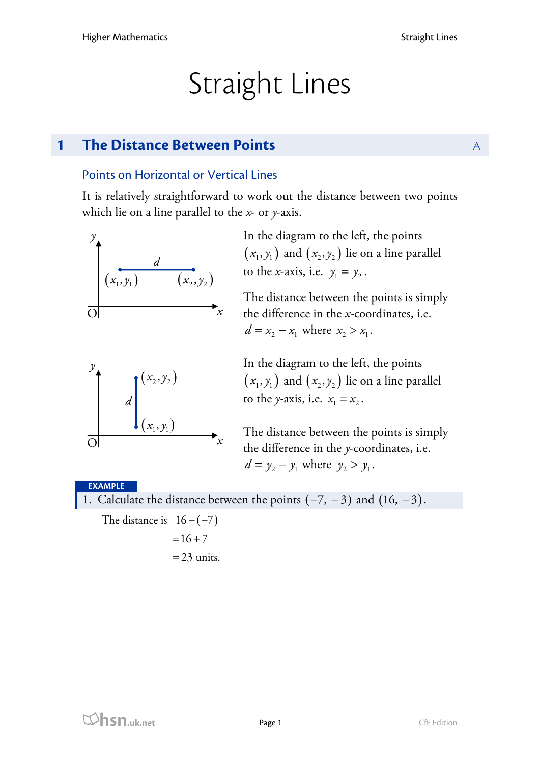# Straight Lines

## 1 The Distance Between Points

### Points on Horizontal or Vertical Lines

It is relatively straightforward to work out the distance between two points which lie on a line parallel to the *x*- or *y*-axis.

In the diagram to the left, the points $(x_1, y_1)$ and $(x_2, y_2)$ lie on a line parallel to the *x*-axis, i.e. $y_1 = y_2$.

The distance between the points is simply the difference in the *x*-coordinates, i.e. $d = x_2 - x_1$ where $x_2 > x_1$.

In the diagram to the left, the points $(x_1, y_1)$ and $(x_2, y_2)$ lie on a line parallel to the *y*-axis, i.e. $x_1 = x_2$.

The distance between the points is simply the difference in the *y*-coordinates, i.e. $d = y_2 - y_1$ where $y_2 > y_1$.

**EXAMPLE**

1. Calculate the distance between the points $(-7, -3)$ and $(16, -3)$.

The distance is
$$\begin{aligned} &16-(-7) \\ &= 16+7 \\ &= 23 \text{ units.} \end{aligned}$$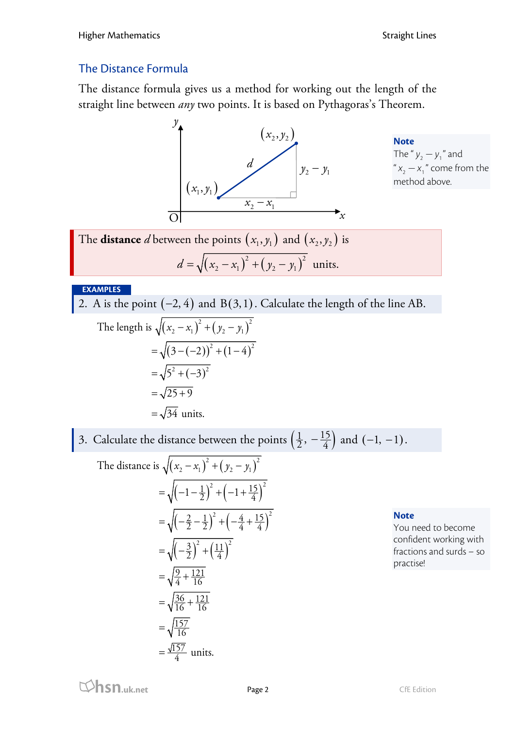## The Distance Formula

The distance formula gives us a method for working out the length of the straight line between *any* two points. It is based on Pythagoras's Theorem.

**Note**
The "$y_2 - y_1$" and "$x_2 - x_1$" come from the method above.

The **distance** $d$ between the points $(x_1, y_1)$ and $(x_2, y_2)$ is

$$d = \sqrt{(x_2 - x_1)^2 + (y_2 - y_1)^2} \text{ units.}$$

**EXAMPLES**

2. A is the point $(-2, 4)$ and $B(3, 1)$. Calculate the length of the line AB.

$$\begin{aligned}
\text{The length is } & \sqrt{(x_2 - x_1)^2 + (y_2 - y_1)^2} \\
&= \sqrt{(3 - (-2))^2 + (1 - 4)^2} \\
&= \sqrt{5^2 + (-3)^2} \\
&= \sqrt{25 + 9} \\
&= \sqrt{34} \text{ units.}
\end{aligned}$$

3. Calculate the distance between the points $\left(\frac{1}{2}, -\frac{15}{4}\right)$ and $(-1, -1)$.

$$\begin{aligned}
\text{The distance is } & \sqrt{(x_2 - x_1)^2 + (y_2 - y_1)^2} \\
&= \sqrt{\left(-1 - \tfrac{1}{2}\right)^2 + \left(-1 + \tfrac{15}{4}\right)^2} \\
&= \sqrt{\left(-\tfrac{2}{2} - \tfrac{1}{2}\right)^2 + \left(-\tfrac{4}{4} + \tfrac{15}{4}\right)^2} \\
&= \sqrt{\left(-\tfrac{3}{2}\right)^2 + \left(\tfrac{11}{4}\right)^2} \\
&= \sqrt{\tfrac{9}{4} + \tfrac{121}{16}} \\
&= \sqrt{\tfrac{36}{16} + \tfrac{121}{16}} \\
&= \sqrt{\tfrac{157}{16}} \\
&= \tfrac{\sqrt{157}}{4} \text{ units.}
\end{aligned}$$

**Note**
You need to become confident working with fractions and surds – so practise!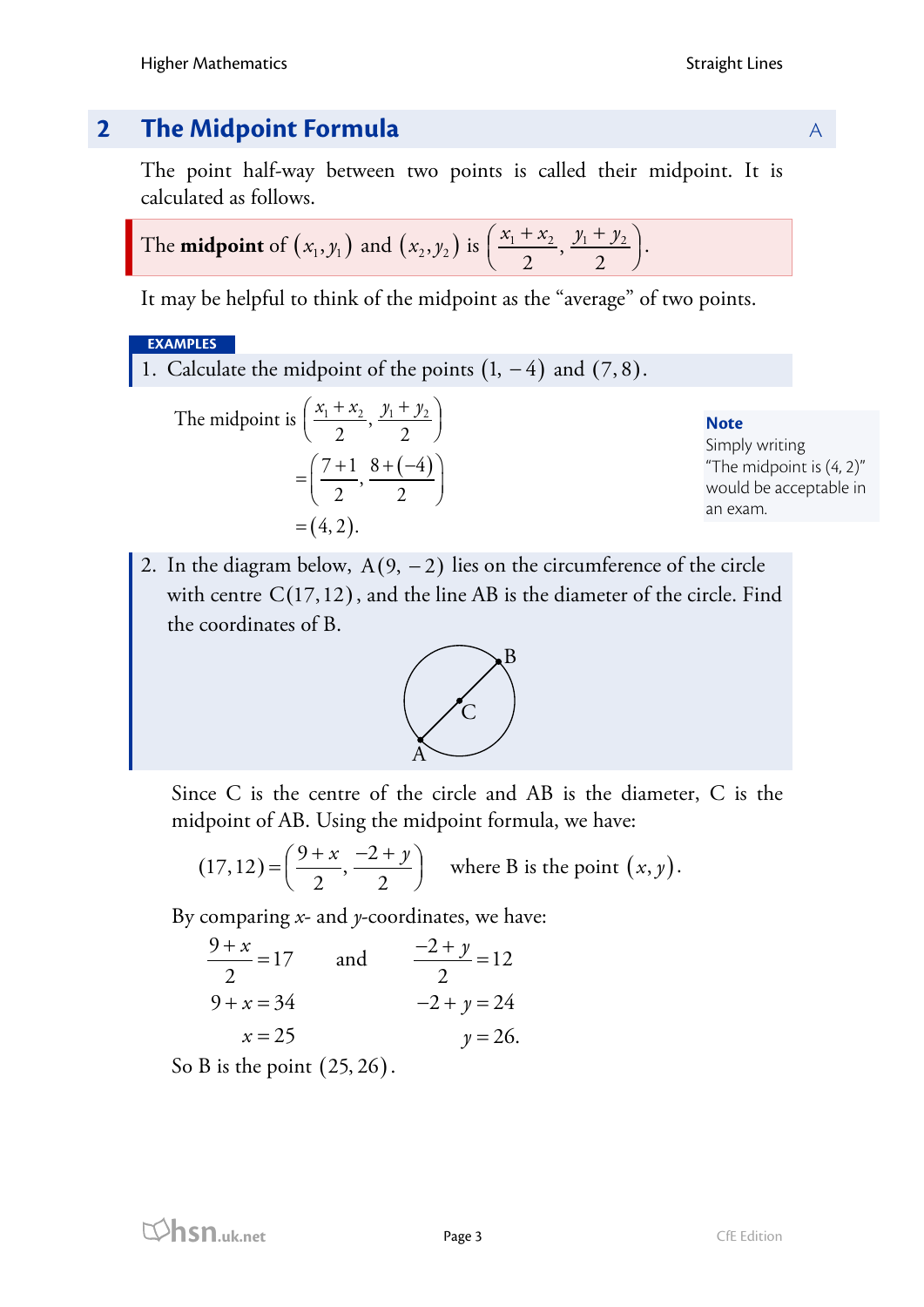## 2 The Midpoint Formula

A

The point half-way between two points is called their midpoint. It is calculated as follows.

The **midpoint** of $(x_1, y_1)$ and $(x_2, y_2)$ is $\left(\frac{x_1 + x_2}{2}, \frac{y_1 + y_2}{2}\right)$.

It may be helpful to think of the midpoint as the "average" of two points.

**EXAMPLES**

1. Calculate the midpoint of the points $(1, -4)$ and $(7, 8)$.

$$\begin{aligned}\text{The midpoint is } &\left(\frac{x_1 + x_2}{2}, \frac{y_1 + y_2}{2}\right) \\ &= \left(\frac{7+1}{2}, \frac{8+(-4)}{2}\right) \\ &= (4, 2).\end{aligned}$$

**Note**
Simply writing "The midpoint is (4, 2)" would be acceptable in an exam.

2. In the diagram below, $\text{A}(9, -2)$ lies on the circumference of the circle with centre $\text{C}(17, 12)$, and the line AB is the diameter of the circle. Find the coordinates of B.

Since C is the centre of the circle and AB is the diameter, C is the midpoint of AB. Using the midpoint formula, we have:

$$(17, 12) = \left(\frac{9+x}{2}, \frac{-2+y}{2}\right) \quad \text{where B is the point } (x, y).$$

By comparing $x$- and $y$-coordinates, we have:

$$\begin{aligned}\frac{9+x}{2} &= 17 & \text{and} \quad \frac{-2+y}{2} &= 12 \\ 9 + x &= 34 & -2 + y &= 24 \\ x &= 25 & y &= 26.\end{aligned}$$

So B is the point $(25, 26)$.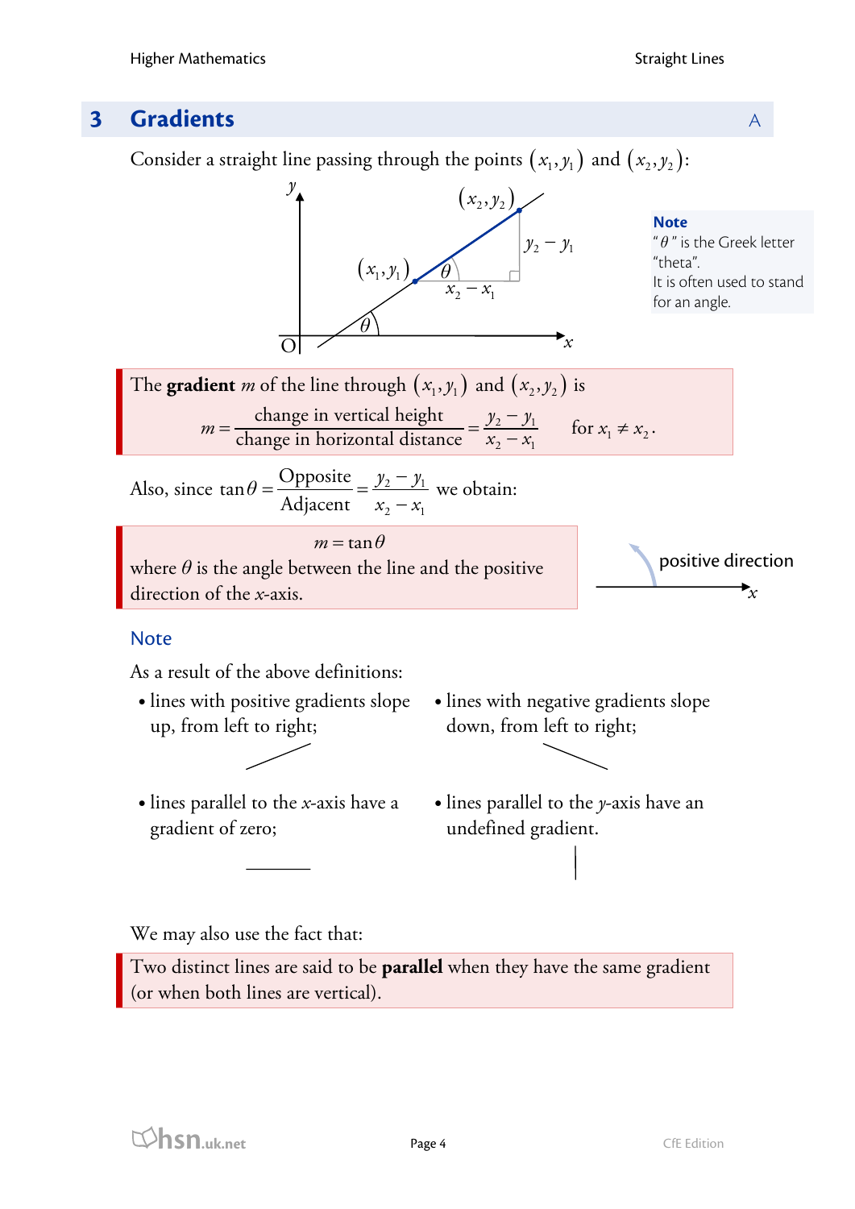## 3 Gradients

A

Consider a straight line passing through the points $(x_1, y_1)$ and $(x_2, y_2)$:

**Note**

"$\theta$" is the Greek letter "theta".
It is often used to stand for an angle.

The **gradient** $m$ of the line through $(x_1, y_1)$ and $(x_2, y_2)$ is

$$m = \frac{\text{change in vertical height}}{\text{change in horizontal distance}} = \frac{y_2 - y_1}{x_2 - x_1} \quad \text{for } x_1 \neq x_2.$$

Also, since $\tan\theta = \dfrac{\text{Opposite}}{\text{Adjacent}} = \dfrac{y_2 - y_1}{x_2 - x_1}$ we obtain:

$$m = \tan\theta$$

where $\theta$ is the angle between the line and the positive direction of the $x$-axis.

positive direction

### Note

As a result of the above definitions:

- lines with positive gradients slope up, from left to right;
- lines with negative gradients slope down, from left to right;
- lines parallel to the $x$-axis have a gradient of zero;
- lines parallel to the $y$-axis have an undefined gradient.

We may also use the fact that:

Two distinct lines are said to be **parallel** when they have the same gradient (or when both lines are vertical).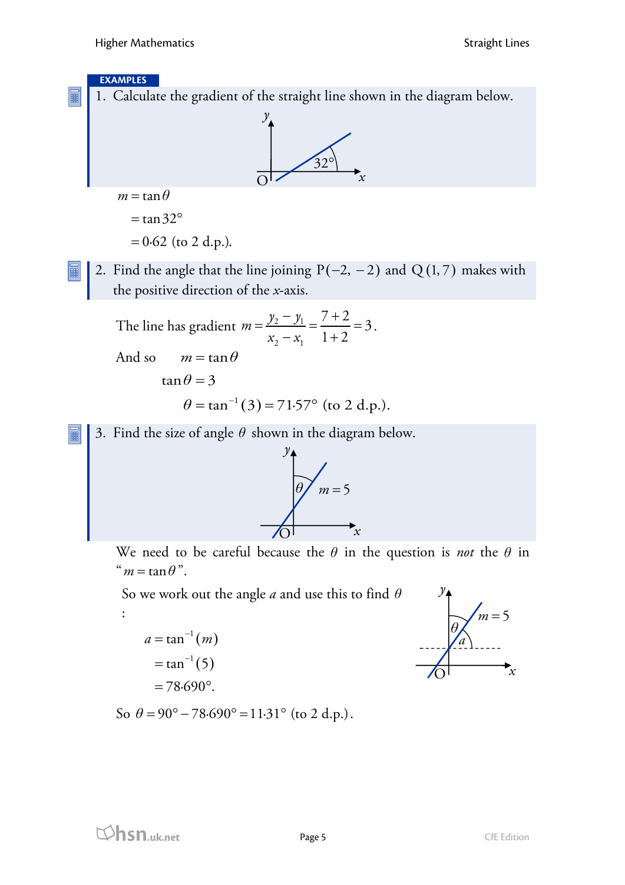**EXAMPLES**

1. Calculate the gradient of the straight line shown in the diagram below.

$$m = \tan\theta$$
$$= \tan 32°$$
$$= 0{\cdot}62 \text{ (to 2 d.p.).}$$

2. Find the angle that the line joining $P(-2, -2)$ and $Q(1, 7)$ makes with the positive direction of the $x$-axis.

The line has gradient $m = \dfrac{y_2 - y_1}{x_2 - x_1} = \dfrac{7+2}{1+2} = 3$.

And so $\quad m = \tan\theta$

$$\tan\theta = 3$$

$$\theta = \tan^{-1}(3) = 71{\cdot}57° \text{ (to 2 d.p.).}$$

3. Find the size of angle $\theta$ shown in the diagram below.

We need to be careful because the $\theta$ in the question is *not* the $\theta$ in "$m = \tan\theta$".

So we work out the angle $a$ and use this to find $\theta$ :

$$a = \tan^{-1}(m)$$
$$= \tan^{-1}(5)$$
$$= 78{\cdot}690°.$$

So $\theta = 90° - 78{\cdot}690° = 11{\cdot}31°$ (to 2 d.p.).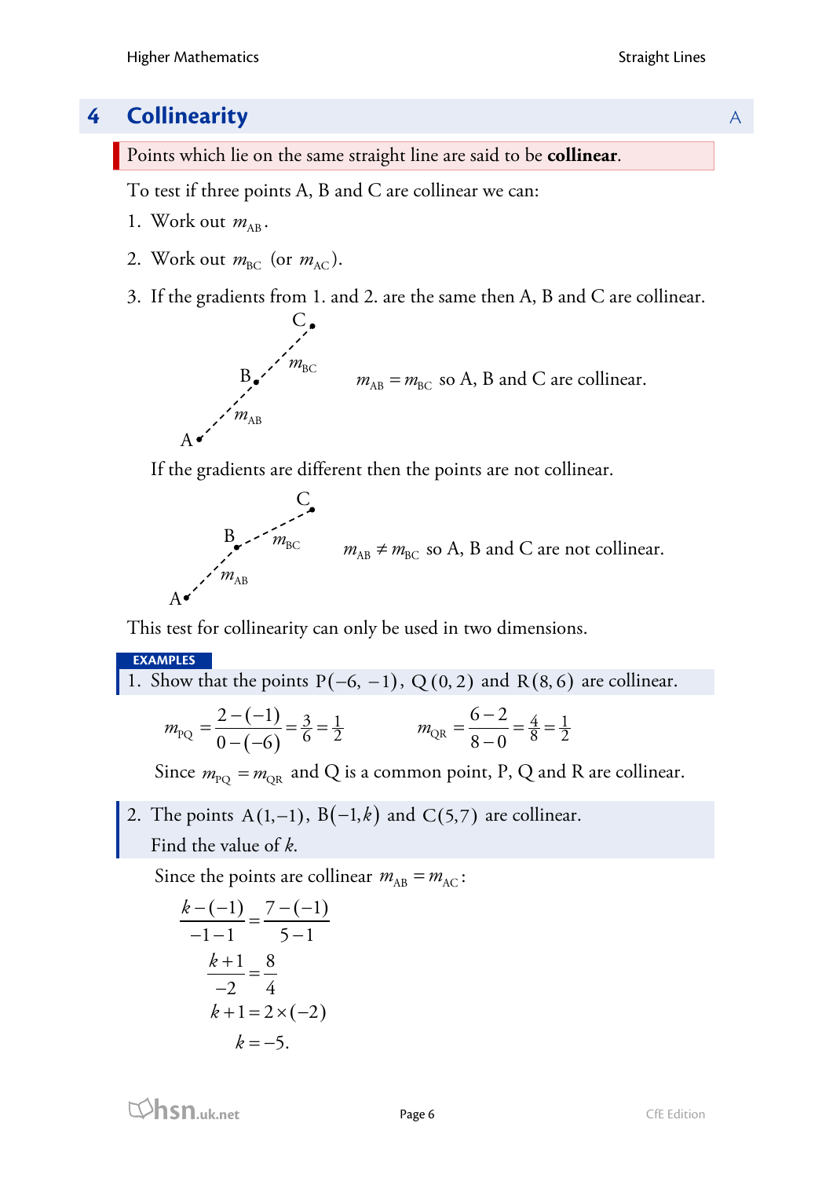## 4 Collinearity

Points which lie on the same straight line are said to be **collinear**.

To test if three points A, B and C are collinear we can:

1. Work out $m_{AB}$.
2. Work out $m_{BC}$ (or $m_{AC}$).
3. If the gradients from 1. and 2. are the same then A, B and C are collinear.

$m_{AB} = m_{BC}$ so A, B and C are collinear.

If the gradients are different then the points are not collinear.

$m_{AB} \neq m_{BC}$ so A, B and C are not collinear.

This test for collinearity can only be used in two dimensions.

**EXAMPLES**

1. Show that the points $P(-6, -1)$, $Q(0, 2)$ and $R(8, 6)$ are collinear.

$$m_{PQ} = \frac{2-(-1)}{0-(-6)} = \frac{3}{6} = \frac{1}{2} \qquad m_{QR} = \frac{6-2}{8-0} = \frac{4}{8} = \frac{1}{2}$$

Since $m_{PQ} = m_{QR}$ and Q is a common point, P, Q and R are collinear.

2. The points $A(1,-1)$, $B(-1,k)$ and $C(5,7)$ are collinear. Find the value of $k$.

Since the points are collinear $m_{AB} = m_{AC}$:

$$\frac{k-(-1)}{-1-1} = \frac{7-(-1)}{5-1}$$

$$\frac{k+1}{-2} = \frac{8}{4}$$

$$k+1 = 2 \times (-2)$$

$$k = -5.$$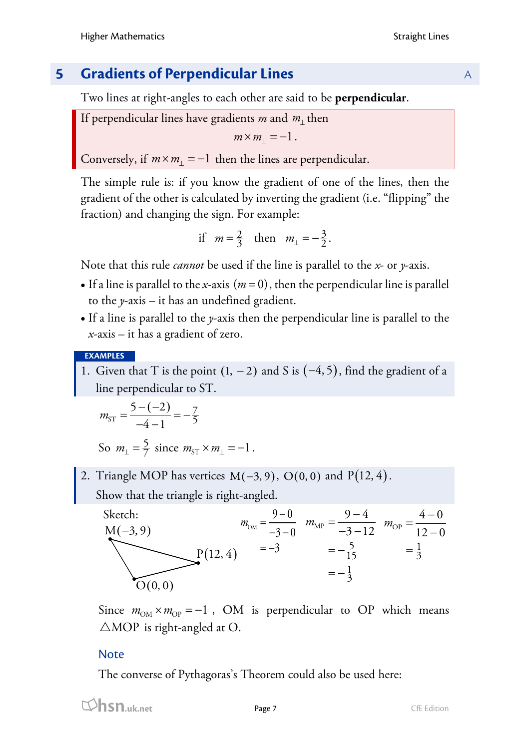## 5 Gradients of Perpendicular Lines

Two lines at right-angles to each other are said to be **perpendicular**.

If perpendicular lines have gradients $m$ and $m_{\perp}$ then

$$m \times m_{\perp} = -1.$$

Conversely, if $m \times m_{\perp} = -1$ then the lines are perpendicular.

The simple rule is: if you know the gradient of one of the lines, then the gradient of the other is calculated by inverting the gradient (i.e. "flipping" the fraction) and changing the sign. For example:

$$\text{if} \quad m = \tfrac{2}{3} \quad \text{then} \quad m_{\perp} = -\tfrac{3}{2}.$$

Note that this rule *cannot* be used if the line is parallel to the $x$- or $y$-axis.

- If a line is parallel to the $x$-axis $(m = 0)$, then the perpendicular line is parallel to the $y$-axis – it has an undefined gradient.
- If a line is parallel to the $y$-axis then the perpendicular line is parallel to the $x$-axis – it has a gradient of zero.

**EXAMPLES**

1. Given that T is the point $(1, -2)$ and S is $(-4, 5)$, find the gradient of a line perpendicular to ST.

$$m_{\text{ST}} = \frac{5-(-2)}{-4-1} = -\tfrac{7}{5}$$

So $m_{\perp} = \tfrac{5}{7}$ since $m_{\text{ST}} \times m_{\perp} = -1$.

2. Triangle MOP has vertices $\text{M}(-3, 9)$, $\text{O}(0, 0)$ and $\text{P}(12, 4)$.
   Show that the triangle is right-angled.

Sketch: M$(-3,9)$, P$(12,4)$, O$(0,0)$

$$m_{\text{OM}} = \frac{9-0}{-3-0} = -3 \qquad m_{\text{MP}} = \frac{9-4}{-3-12} = -\tfrac{5}{15} = -\tfrac{1}{3} \qquad m_{\text{OP}} = \frac{4-0}{12-0} = \tfrac{1}{3}$$

Since $m_{\text{OM}} \times m_{\text{OP}} = -1$, OM is perpendicular to OP which means $\triangle\text{MOP}$ is right-angled at O.

### Note

The converse of Pythagoras's Theorem could also be used here: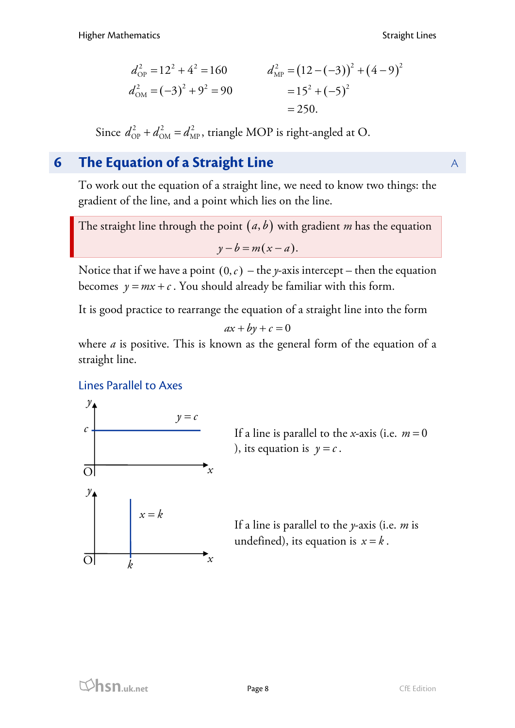$$d_{OP}^2 = 12^2 + 4^2 = 160 \qquad d_{MP}^2 = (12 - (-3))^2 + (4 - 9)^2$$

$$d_{OM}^2 = (-3)^2 + 9^2 = 90 \qquad\qquad = 15^2 + (-5)^2$$

$$= 250.$$

Since $d_{OP}^2 + d_{OM}^2 = d_{MP}^2$, triangle MOP is right-angled at O.

## 6 The Equation of a Straight Line

To work out the equation of a straight line, we need to know two things: the gradient of the line, and a point which lies on the line.

> The straight line through the point $(a, b)$ with gradient $m$ has the equation
>
> $$y - b = m(x - a).$$

Notice that if we have a point $(0, c)$ – the $y$-axis intercept – then the equation becomes $y = mx + c$. You should already be familiar with this form.

It is good practice to rearrange the equation of a straight line into the form

$$ax + by + c = 0$$

where $a$ is positive. This is known as the general form of the equation of a straight line.

### Lines Parallel to Axes

If a line is parallel to the $x$-axis (i.e. $m = 0$), its equation is $y = c$.

If a line is parallel to the $y$-axis (i.e. $m$ is undefined), its equation is $x = k$.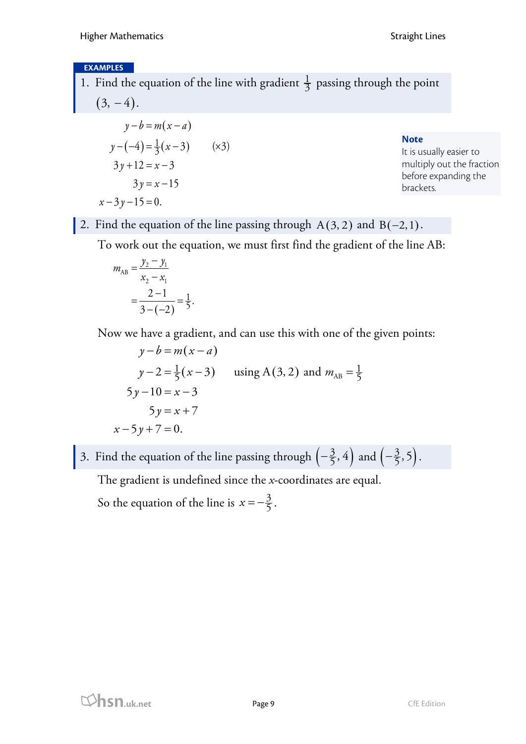**EXAMPLES**

1. Find the equation of the line with gradient $\frac{1}{3}$ passing through the point $(3, -4)$.

$$
\begin{aligned}
y - b &= m(x - a) \\
y - (-4) &= \tfrac{1}{3}(x - 3) \qquad (\times 3) \\
3y + 12 &= x - 3 \\
3y &= x - 15 \\
x - 3y - 15 &= 0.
\end{aligned}
$$

**Note**
It is usually easier to multiply out the fraction before expanding the brackets.

2. Find the equation of the line passing through $\text{A}(3, 2)$ and $\text{B}(-2, 1)$.

To work out the equation, we must first find the gradient of the line AB:

$$
\begin{aligned}
m_{\text{AB}} &= \frac{y_2 - y_1}{x_2 - x_1} \\
&= \frac{2 - 1}{3 - (-2)} = \tfrac{1}{5}.
\end{aligned}
$$

Now we have a gradient, and can use this with one of the given points:

$$
\begin{aligned}
y - b &= m(x - a) \\
y - 2 &= \tfrac{1}{5}(x - 3) \qquad \text{using A}(3, 2) \text{ and } m_{\text{AB}} = \tfrac{1}{5} \\
5y - 10 &= x - 3 \\
5y &= x + 7 \\
x - 5y + 7 &= 0.
\end{aligned}
$$

3. Find the equation of the line passing through $\left(-\frac{3}{5}, 4\right)$ and $\left(-\frac{3}{5}, 5\right)$.

The gradient is undefined since the $x$-coordinates are equal.

So the equation of the line is $x = -\frac{3}{5}$.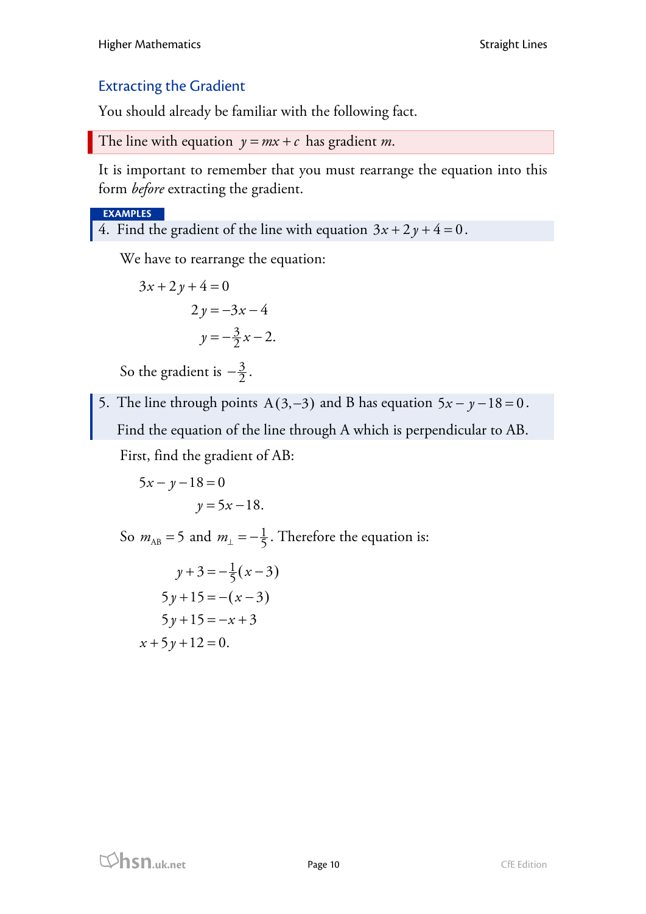## Extracting the Gradient

You should already be familiar with the following fact.

> The line with equation $y = mx + c$ has gradient $m$.

It is important to remember that you must rearrange the equation into this form *before* extracting the gradient.

**EXAMPLES**

4. Find the gradient of the line with equation $3x + 2y + 4 = 0$.

We have to rearrange the equation:

$$\begin{aligned} 3x + 2y + 4 &= 0 \\ 2y &= -3x - 4 \\ y &= -\tfrac{3}{2}x - 2. \end{aligned}$$

So the gradient is $-\frac{3}{2}$.

5. The line through points $\text{A}(3,-3)$ and B has equation $5x - y - 18 = 0$.

   Find the equation of the line through A which is perpendicular to AB.

First, find the gradient of AB:

$$\begin{aligned} 5x - y - 18 &= 0 \\ y &= 5x - 18. \end{aligned}$$

So $m_{\text{AB}} = 5$ and $m_{\perp} = -\frac{1}{5}$. Therefore the equation is:

$$\begin{aligned} y + 3 &= -\tfrac{1}{5}(x - 3) \\ 5y + 15 &= -(x - 3) \\ 5y + 15 &= -x + 3 \\ x + 5y + 12 &= 0. \end{aligned}$$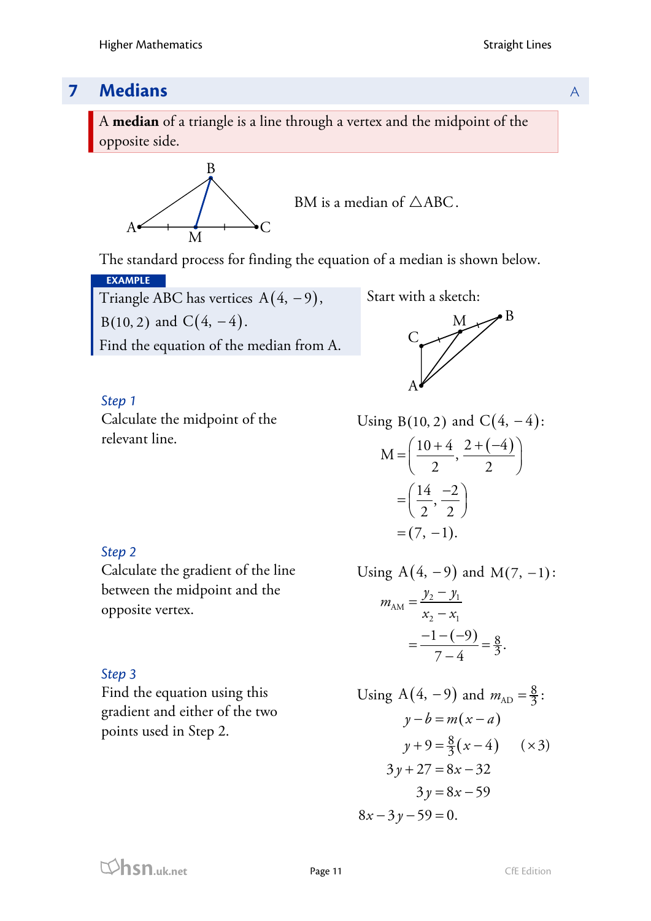## 7 Medians

A **median** of a triangle is a line through a vertex and the midpoint of the opposite side.

BM is a median of $\triangle ABC$.

The standard process for finding the equation of a median is shown below.

**EXAMPLE**

Triangle ABC has vertices $A(4, -9)$, $B(10, 2)$ and $C(4, -4)$.

Find the equation of the median from A.

Start with a sketch:

*Step 1*

Calculate the midpoint of the relevant line.

Using $B(10, 2)$ and $C(4, -4)$:

$$M = \left(\frac{10+4}{2}, \frac{2+(-4)}{2}\right)$$

$$= \left(\frac{14}{2}, \frac{-2}{2}\right)$$

$$= (7, -1).$$

*Step 2*

Calculate the gradient of the line between the midpoint and the opposite vertex.

Using $A(4, -9)$ and $M(7, -1)$:

$$m_{AM} = \frac{y_2 - y_1}{x_2 - x_1}$$

$$= \frac{-1-(-9)}{7-4} = \frac{8}{3}.$$

*Step 3*

Find the equation using this gradient and either of the two points used in Step 2.

Using $A(4, -9)$ and $m_{AD} = \frac{8}{3}$:

$$y - b = m(x - a)$$

$$y + 9 = \tfrac{8}{3}(x - 4) \qquad (\times 3)$$

$$3y + 27 = 8x - 32$$

$$3y = 8x - 59$$

$$8x - 3y - 59 = 0.$$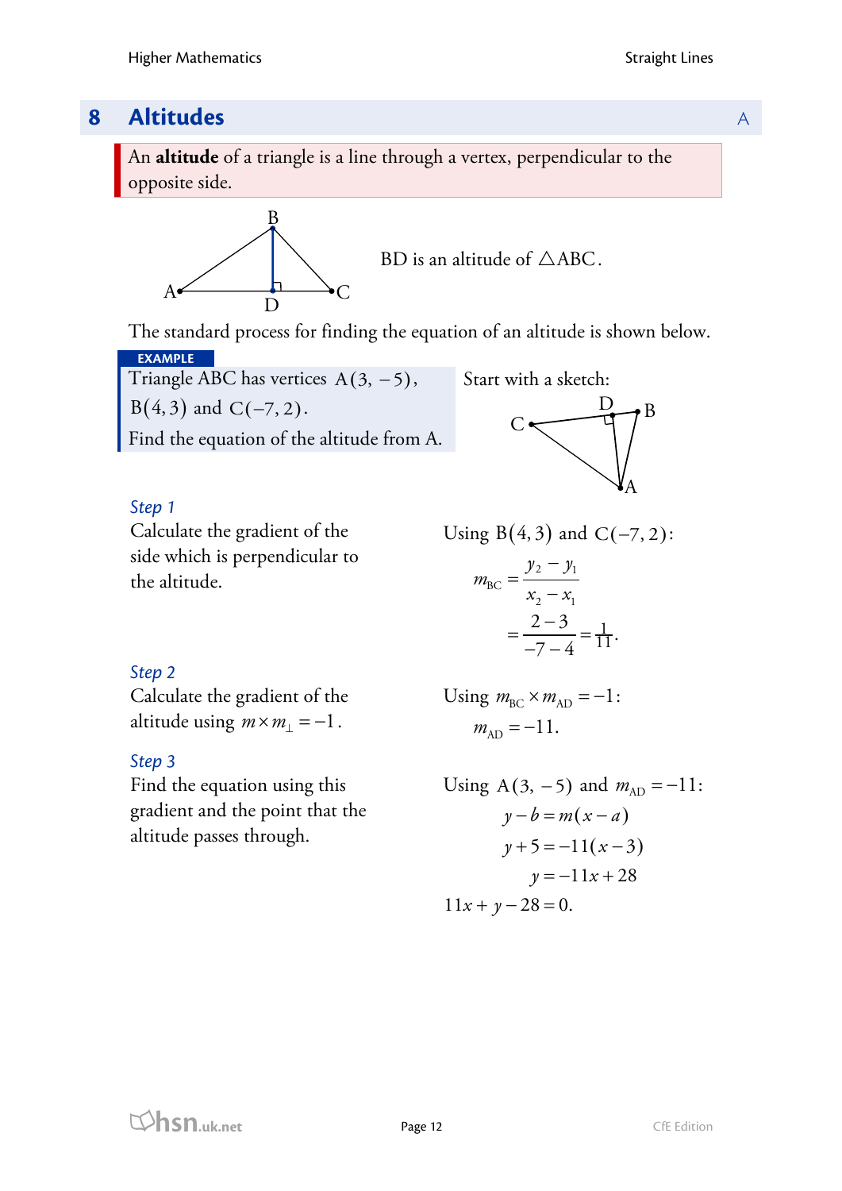## 8 Altitudes

An **altitude** of a triangle is a line through a vertex, perpendicular to the opposite side.

BD is an altitude of $\triangle ABC$.

The standard process for finding the equation of an altitude is shown below.

**EXAMPLE**

Triangle ABC has vertices $A(3, -5)$, $B(4, 3)$ and $C(-7, 2)$.

Find the equation of the altitude from A.

Start with a sketch:

*Step 1*

Calculate the gradient of the side which is perpendicular to the altitude.

Using $B(4, 3)$ and $C(-7, 2)$:

$$m_{BC} = \frac{y_2 - y_1}{x_2 - x_1}$$

$$= \frac{2-3}{-7-4} = \frac{1}{11}.$$

*Step 2*

Calculate the gradient of the altitude using $m \times m_{\perp} = -1$.

Using $m_{BC} \times m_{AD} = -1$:

$$m_{AD} = -11.$$

*Step 3*

Find the equation using this gradient and the point that the altitude passes through.

Using $A(3, -5)$ and $m_{AD} = -11$:

$$y - b = m(x - a)$$

$$y + 5 = -11(x - 3)$$

$$y = -11x + 28$$

$$11x + y - 28 = 0.$$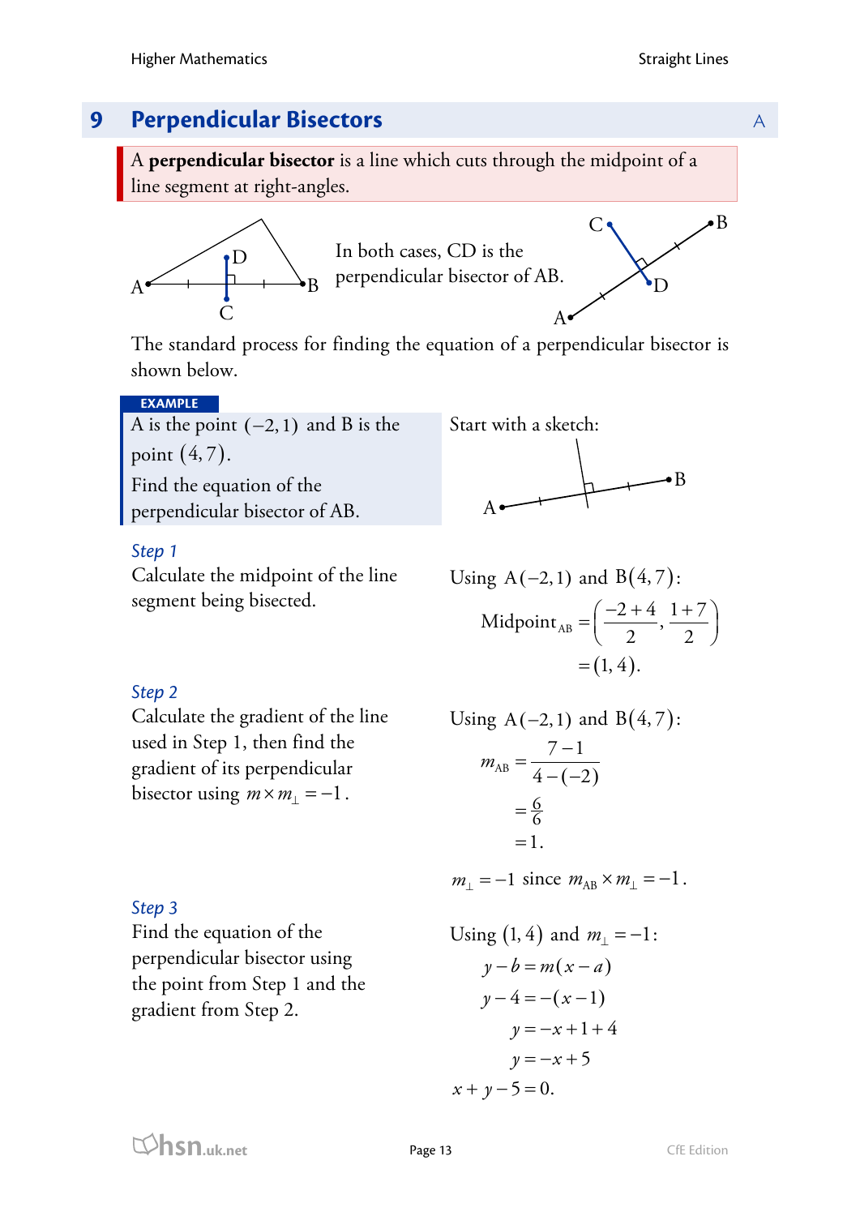# 9 Perpendicular Bisectors

A **perpendicular bisector** is a line which cuts through the midpoint of a line segment at right-angles.

In both cases, CD is the perpendicular bisector of AB.

The standard process for finding the equation of a perpendicular bisector is shown below.

**EXAMPLE**

A is the point $(-2, 1)$ and B is the point $(4, 7)$.

Find the equation of the perpendicular bisector of AB.

Start with a sketch:

*Step 1*

Calculate the midpoint of the line segment being bisected.

Using $A(-2, 1)$ and $B(4, 7)$:

$$\text{Midpoint}_{AB} = \left( \frac{-2+4}{2}, \frac{1+7}{2} \right)$$
$$= (1, 4).$$

*Step 2*

Calculate the gradient of the line used in Step 1, then find the gradient of its perpendicular bisector using $m \times m_{\perp} = -1$.

Using $A(-2, 1)$ and $B(4, 7)$:

$$m_{AB} = \frac{7-1}{4-(-2)}$$
$$= \frac{6}{6}$$
$$= 1.$$

$m_{\perp} = -1$ since $m_{AB} \times m_{\perp} = -1$.

*Step 3*

Find the equation of the perpendicular bisector using the point from Step 1 and the gradient from Step 2.

Using $(1, 4)$ and $m_{\perp} = -1$:

$$y - b = m(x - a)$$
$$y - 4 = -(x - 1)$$
$$y = -x + 1 + 4$$
$$y = -x + 5$$
$$x + y - 5 = 0.$$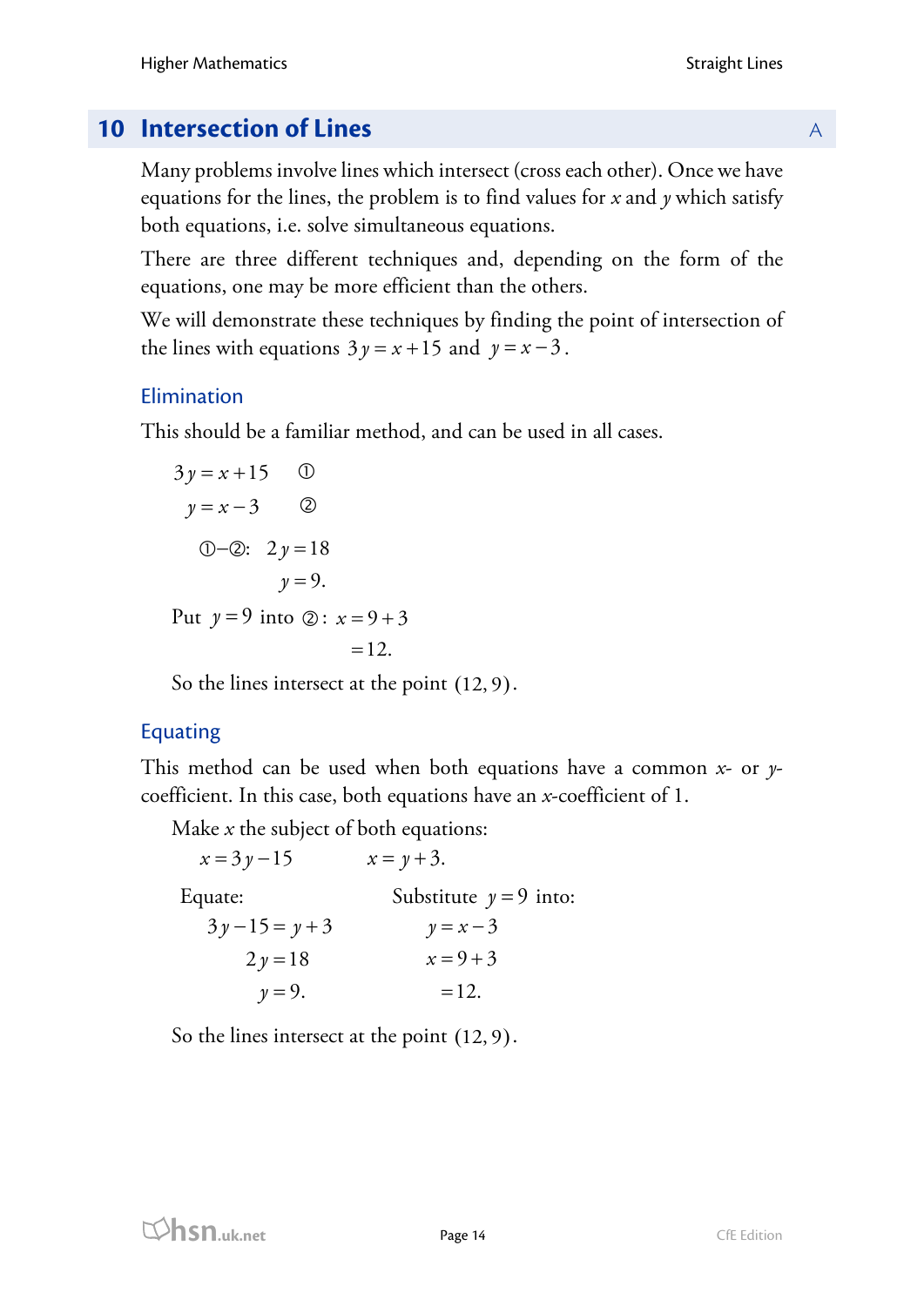## 10 Intersection of Lines

Many problems involve lines which intersect (cross each other). Once we have equations for the lines, the problem is to find values for $x$ and $y$ which satisfy both equations, i.e. solve simultaneous equations.

There are three different techniques and, depending on the form of the equations, one may be more efficient than the others.

We will demonstrate these techniques by finding the point of intersection of the lines with equations $3y = x + 15$ and $y = x - 3$.

### Elimination

This should be a familiar method, and can be used in all cases.

$$3y = x + 15 \quad ①$$

$$y = x - 3 \quad ②$$

$$①-②: \quad 2y = 18$$

$$y = 9.$$

Put $y = 9$ into ②: $x = 9 + 3$

$$= 12.$$

So the lines intersect at the point $(12, 9)$.

### Equating

This method can be used when both equations have a common $x$- or $y$-coefficient. In this case, both equations have an $x$-coefficient of 1.

Make $x$ the subject of both equations:

$$x = 3y - 15 \qquad x = y + 3.$$

Equate:

$$3y - 15 = y + 3$$

$$2y = 18$$

$$y = 9.$$

Substitute $y = 9$ into:

$$y = x - 3$$

$$x = 9 + 3$$

$$= 12.$$

So the lines intersect at the point $(12, 9)$.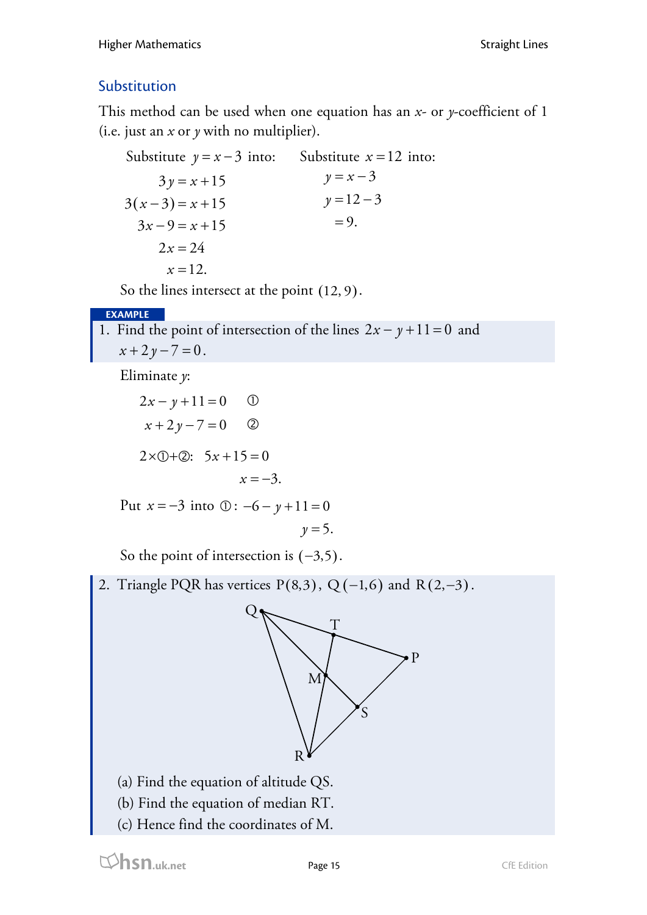## Substitution

This method can be used when one equation has an $x$- or $y$-coefficient of 1 (i.e. just an $x$ or $y$ with no multiplier).

Substitute $y = x - 3$ into:

$$\begin{aligned} 3y &= x + 15 \\ 3(x-3) &= x + 15 \\ 3x - 9 &= x + 15 \\ 2x &= 24 \\ x &= 12. \end{aligned}$$

Substitute $x = 12$ into:

$$\begin{aligned} y &= x - 3 \\ y &= 12 - 3 \\ &= 9. \end{aligned}$$

So the lines intersect at the point $(12, 9)$.

**EXAMPLE**

1. Find the point of intersection of the lines $2x - y + 11 = 0$ and $x + 2y - 7 = 0$.

Eliminate $y$:

$$2x - y + 11 = 0 \quad ①$$
$$x + 2y - 7 = 0 \quad ②$$

$$2\times① + ②: \quad 5x + 15 = 0$$
$$x = -3.$$

Put $x = -3$ into ①: $-6 - y + 11 = 0$

$$y = 5.$$

So the point of intersection is $(-3, 5)$.

2. Triangle PQR has vertices $\mathrm{P}(8,3)$, $\mathrm{Q}(-1,6)$ and $\mathrm{R}(2,-3)$.

(a) Find the equation of altitude QS.
(b) Find the equation of median RT.
(c) Hence find the coordinates of M.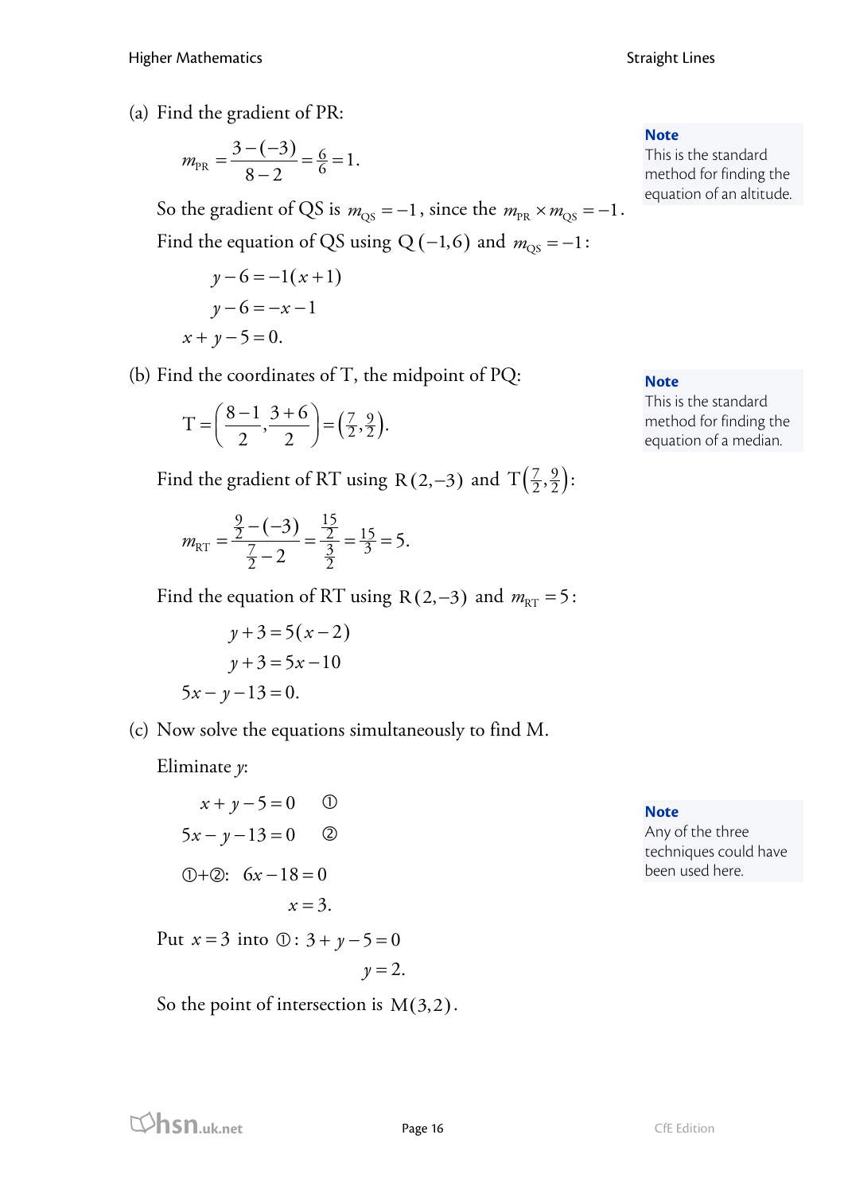(a) Find the gradient of PR:

$$m_{PR} = \frac{3-(-3)}{8-2} = \tfrac{6}{6} = 1.$$

So the gradient of QS is $m_{QS} = -1$, since the $m_{PR} \times m_{QS} = -1$.

Find the equation of QS using $Q(-1,6)$ and $m_{QS} = -1$:

$$\begin{aligned} y - 6 &= -1(x+1) \\ y - 6 &= -x - 1 \\ x + y - 5 &= 0. \end{aligned}$$

**Note**
This is the standard method for finding the equation of an altitude.

(b) Find the coordinates of T, the midpoint of PQ:

$$T = \left( \frac{8-1}{2}, \frac{3+6}{2} \right) = \left( \tfrac{7}{2}, \tfrac{9}{2} \right).$$

Find the gradient of RT using $R(2,-3)$ and $T\left(\tfrac{7}{2}, \tfrac{9}{2}\right)$:

$$m_{RT} = \frac{\frac{9}{2}-(-3)}{\frac{7}{2}-2} = \frac{\frac{15}{2}}{\frac{3}{2}} = \tfrac{15}{3} = 5.$$

Find the equation of RT using $R(2,-3)$ and $m_{RT} = 5$:

$$\begin{aligned} y + 3 &= 5(x-2) \\ y + 3 &= 5x - 10 \\ 5x - y - 13 &= 0. \end{aligned}$$

**Note**
This is the standard method for finding the equation of a median.

(c) Now solve the equations simultaneously to find M.

Eliminate $y$:

$$x + y - 5 = 0 \quad ①$$

$$5x - y - 13 = 0 \quad ②$$

①+②: $6x - 18 = 0$

$$x = 3.$$

Put $x = 3$ into ①: $3 + y - 5 = 0$

$$y = 2.$$

So the point of intersection is $M(3,2)$.

**Note**
Any of the three techniques could have been used here.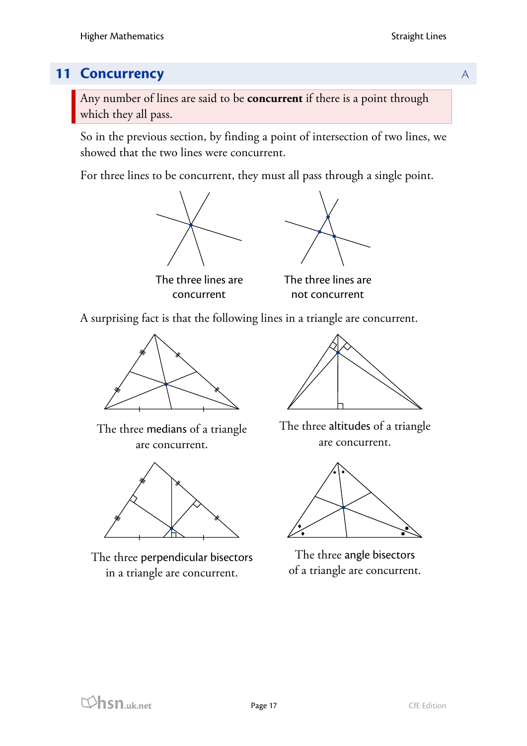## 11 Concurrency

Any number of lines are said to be **concurrent** if there is a point through which they all pass.

So in the previous section, by finding a point of intersection of two lines, we showed that the two lines were concurrent.

For three lines to be concurrent, they must all pass through a single point.

The three lines are concurrent

The three lines are not concurrent

A surprising fact is that the following lines in a triangle are concurrent.

The three medians of a triangle are concurrent.

The three altitudes of a triangle are concurrent.

The three perpendicular bisectors in a triangle are concurrent.

The three angle bisectors of a triangle are concurrent.